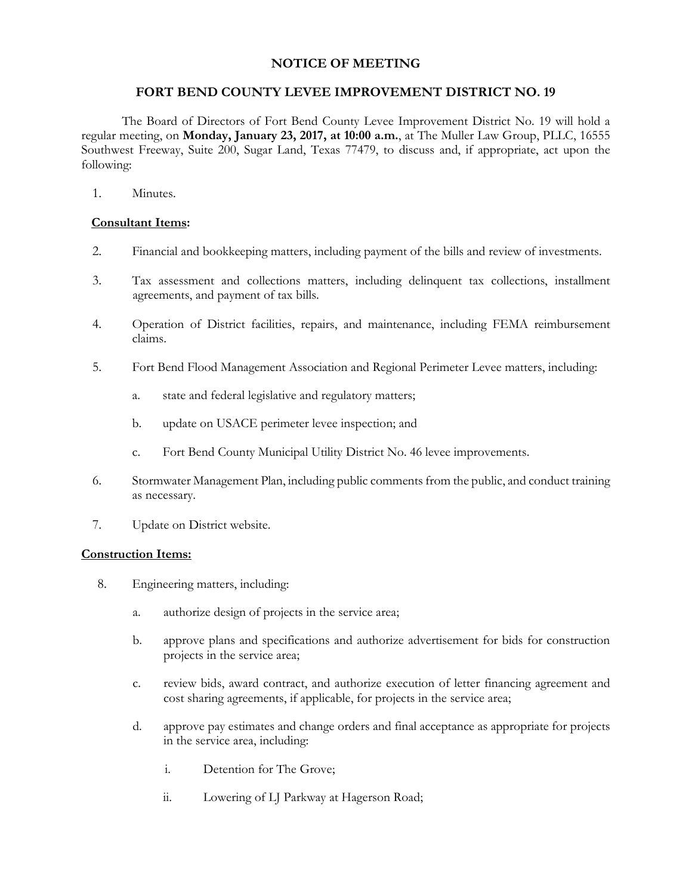# NOTICE OF MEETING

## FORT BEND COUNTY LEVEE IMPROVEMENT DISTRICT NO. 19

The Board of Directors of Fort Bend County Levee Improvement District No. 19 will hold a regular meeting, on **Monday, January 23, 2017, at 10:00 a.m.**, at The Muller Law Group, PLLC, 16555 Southwest Freeway, Suite 200, Sugar Land, Texas 77479, to discuss and, if appropriate, act upon the following:

1. Minutes.

**Consultant Items:**

2. Financial and bookkeeping matters, including payment of the bills and review of investments.

3. Tax assessment and collections matters, including delinquent tax collections, installment agreements, and payment of tax bills.

4. Operation of District facilities, repairs, and maintenance, including FEMA reimbursement claims.

5. Fort Bend Flood Management Association and Regional Perimeter Levee matters, including:

   a. state and federal legislative and regulatory matters;

   b. update on USACE perimeter levee inspection; and

   c. Fort Bend County Municipal Utility District No. 46 levee improvements.

6. Stormwater Management Plan, including public comments from the public, and conduct training as necessary.

7. Update on District website.

**Construction Items:**

8. Engineering matters, including:

   a. authorize design of projects in the service area;

   b. approve plans and specifications and authorize advertisement for bids for construction projects in the service area;

   c. review bids, award contract, and authorize execution of letter financing agreement and cost sharing agreements, if applicable, for projects in the service area;

   d. approve pay estimates and change orders and final acceptance as appropriate for projects in the service area, including:

      i. Detention for The Grove;

      ii. Lowering of LJ Parkway at Hagerson Road;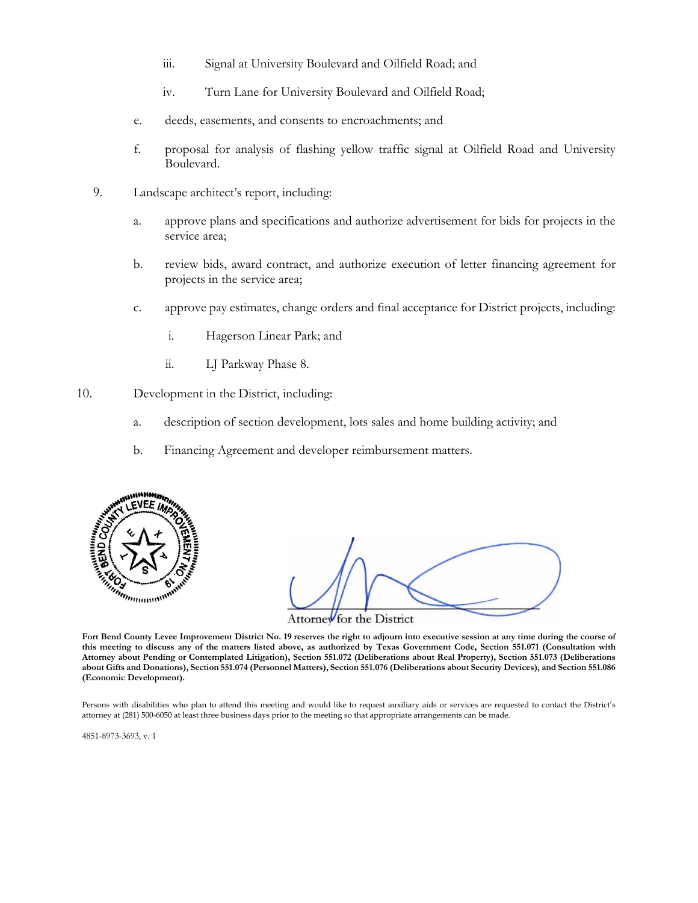iii. Signal at University Boulevard and Oilfield Road; and

iv. Turn Lane for University Boulevard and Oilfield Road;

e. deeds, easements, and consents to encroachments; and

f. proposal for analysis of flashing yellow traffic signal at Oilfield Road and University Boulevard.

9. Landscape architect's report, including:

   a. approve plans and specifications and authorize advertisement for bids for projects in the service area;

   b. review bids, award contract, and authorize execution of letter financing agreement for projects in the service area;

   c. approve pay estimates, change orders and final acceptance for District projects, including:

      i. Hagerson Linear Park; and

      ii. LJ Parkway Phase 8.

10. Development in the District, including:

   a. description of section development, lots sales and home building activity; and

   b. Financing Agreement and developer reimbursement matters.

FORT BEND COUNTY LEVEE IMPROVEMENT NO. 19 — T E X A S

Attorney for the District

**Fort Bend County Levee Improvement District No. 19 reserves the right to adjourn into executive session at any time during the course of this meeting to discuss any of the matters listed above, as authorized by Texas Government Code, Section 551.071 (Consultation with Attorney about Pending or Contemplated Litigation), Section 551.072 (Deliberations about Real Property), Section 551.073 (Deliberations about Gifts and Donations), Section 551.074 (Personnel Matters), Section 551.076 (Deliberations about Security Devices), and Section 551.086 (Economic Development).**

Persons with disabilities who plan to attend this meeting and would like to request auxiliary aids or services are requested to contact the District's attorney at (281) 500-6050 at least three business days prior to the meeting so that appropriate arrangements can be made.

4851-8973-3693, v. 1